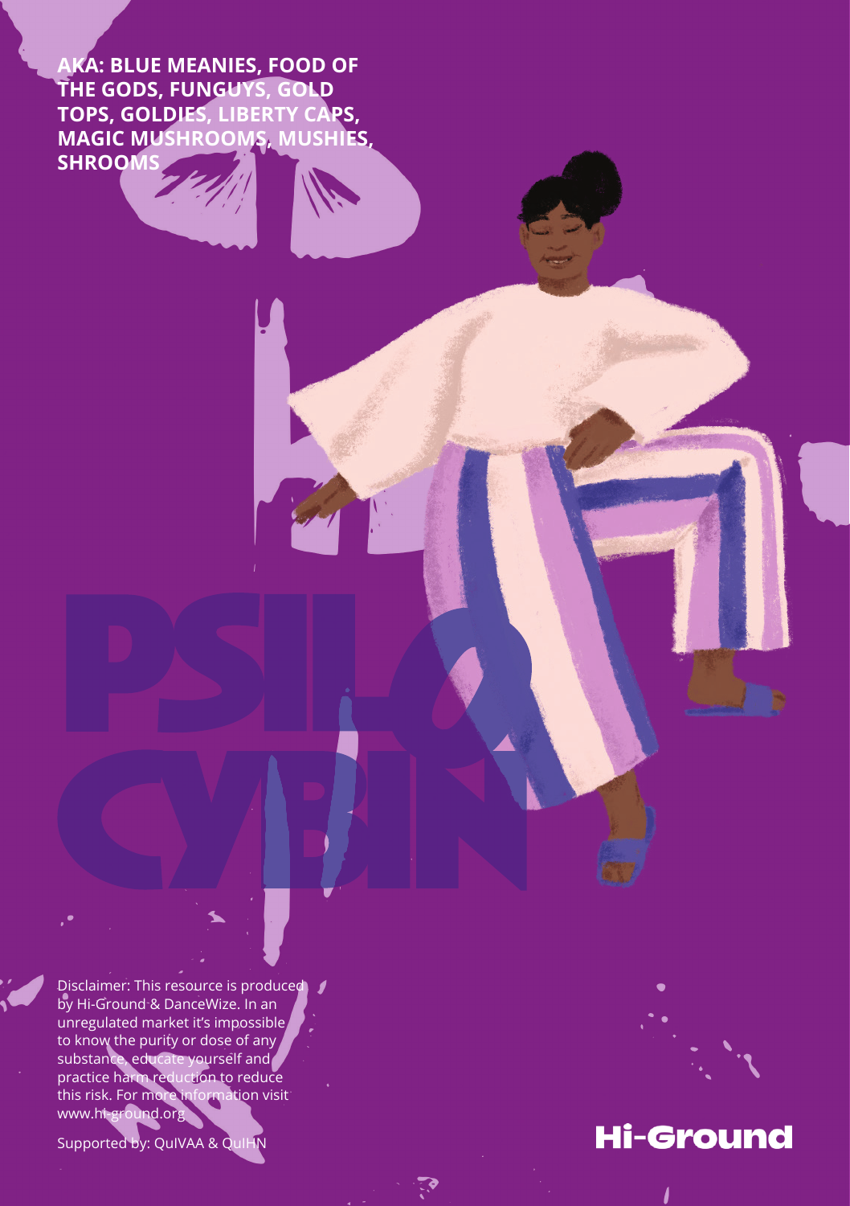**AKA: BLUE MEANIES, FOOD OF THE GODS, FUNGUYS, GOLD TOPS, GOLDIES, LIBERTY CAPS, MAGIC MUSHROOMS, MUSHIES, SHROOMS**

# PSILOCYBIN

Disclaimer: This resource is produced by Hi-Ground & DanceWize. In an unregulated market it's impossible to know the purity or dose of any substance, educate yourself and practice harm reduction to reduce this risk. For more information visit www.hi-ground.org

Supported by: QuIVAA & QuIHN

Hi-Ground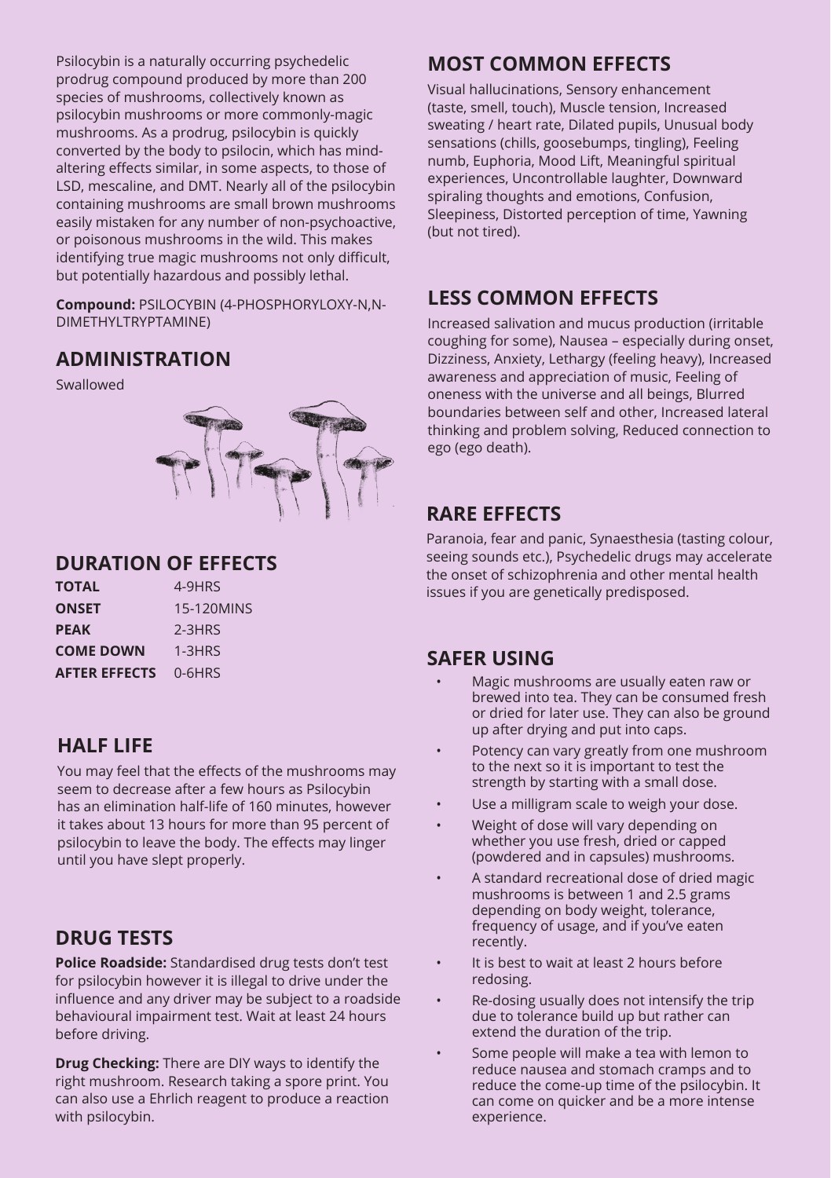Psilocybin is a naturally occurring psychedelic prodrug compound produced by more than 200 species of mushrooms, collectively known as psilocybin mushrooms or more commonly-magic mushrooms. As a prodrug, psilocybin is quickly converted by the body to psilocin, which has mind-altering effects similar, in some aspects, to those of LSD, mescaline, and DMT. Nearly all of the psilocybin containing mushrooms are small brown mushrooms easily mistaken for any number of non-psychoactive, or poisonous mushrooms in the wild. This makes identifying true magic mushrooms not only difficult, but potentially hazardous and possibly lethal.

**Compound:** PSILOCYBIN (4-PHOSPHORYLOXY-N,N-DIMETHYLTRYPTAMINE)

## ADMINISTRATION

Swallowed

## DURATION OF EFFECTS

| | |
|---|---|
| **TOTAL** | 4-9HRS |
| **ONSET** | 15-120MINS |
| **PEAK** | 2-3HRS |
| **COME DOWN** | 1-3HRS |
| **AFTER EFFECTS** | 0-6HRS |

## HALF LIFE

You may feel that the effects of the mushrooms may seem to decrease after a few hours as Psilocybin has an elimination half-life of 160 minutes, however it takes about 13 hours for more than 95 percent of psilocybin to leave the body. The effects may linger until you have slept properly.

## DRUG TESTS

**Police Roadside:** Standardised drug tests don't test for psilocybin however it is illegal to drive under the influence and any driver may be subject to a roadside behavioural impairment test. Wait at least 24 hours before driving.

**Drug Checking:** There are DIY ways to identify the right mushroom. Research taking a spore print. You can also use a Ehrlich reagent to produce a reaction with psilocybin.

## MOST COMMON EFFECTS

Visual hallucinations, Sensory enhancement (taste, smell, touch), Muscle tension, Increased sweating / heart rate, Dilated pupils, Unusual body sensations (chills, goosebumps, tingling), Feeling numb, Euphoria, Mood Lift, Meaningful spiritual experiences, Uncontrollable laughter, Downward spiraling thoughts and emotions, Confusion, Sleepiness, Distorted perception of time, Yawning (but not tired).

## LESS COMMON EFFECTS

Increased salivation and mucus production (irritable coughing for some), Nausea – especially during onset, Dizziness, Anxiety, Lethargy (feeling heavy), Increased awareness and appreciation of music, Feeling of oneness with the universe and all beings, Blurred boundaries between self and other, Increased lateral thinking and problem solving, Reduced connection to ego (ego death).

## RARE EFFECTS

Paranoia, fear and panic, Synaesthesia (tasting colour, seeing sounds etc.), Psychedelic drugs may accelerate the onset of schizophrenia and other mental health issues if you are genetically predisposed.

## SAFER USING

- Magic mushrooms are usually eaten raw or brewed into tea. They can be consumed fresh or dried for later use. They can also be ground up after drying and put into caps.
- Potency can vary greatly from one mushroom to the next so it is important to test the strength by starting with a small dose.
- Use a milligram scale to weigh your dose.
- Weight of dose will vary depending on whether you use fresh, dried or capped (powdered and in capsules) mushrooms.
- A standard recreational dose of dried magic mushrooms is between 1 and 2.5 grams depending on body weight, tolerance, frequency of usage, and if you've eaten recently.
- It is best to wait at least 2 hours before redosing.
- Re-dosing usually does not intensify the trip due to tolerance build up but rather can extend the duration of the trip.
- Some people will make a tea with lemon to reduce nausea and stomach cramps and to reduce the come-up time of the psilocybin. It can come on quicker and be a more intense experience.